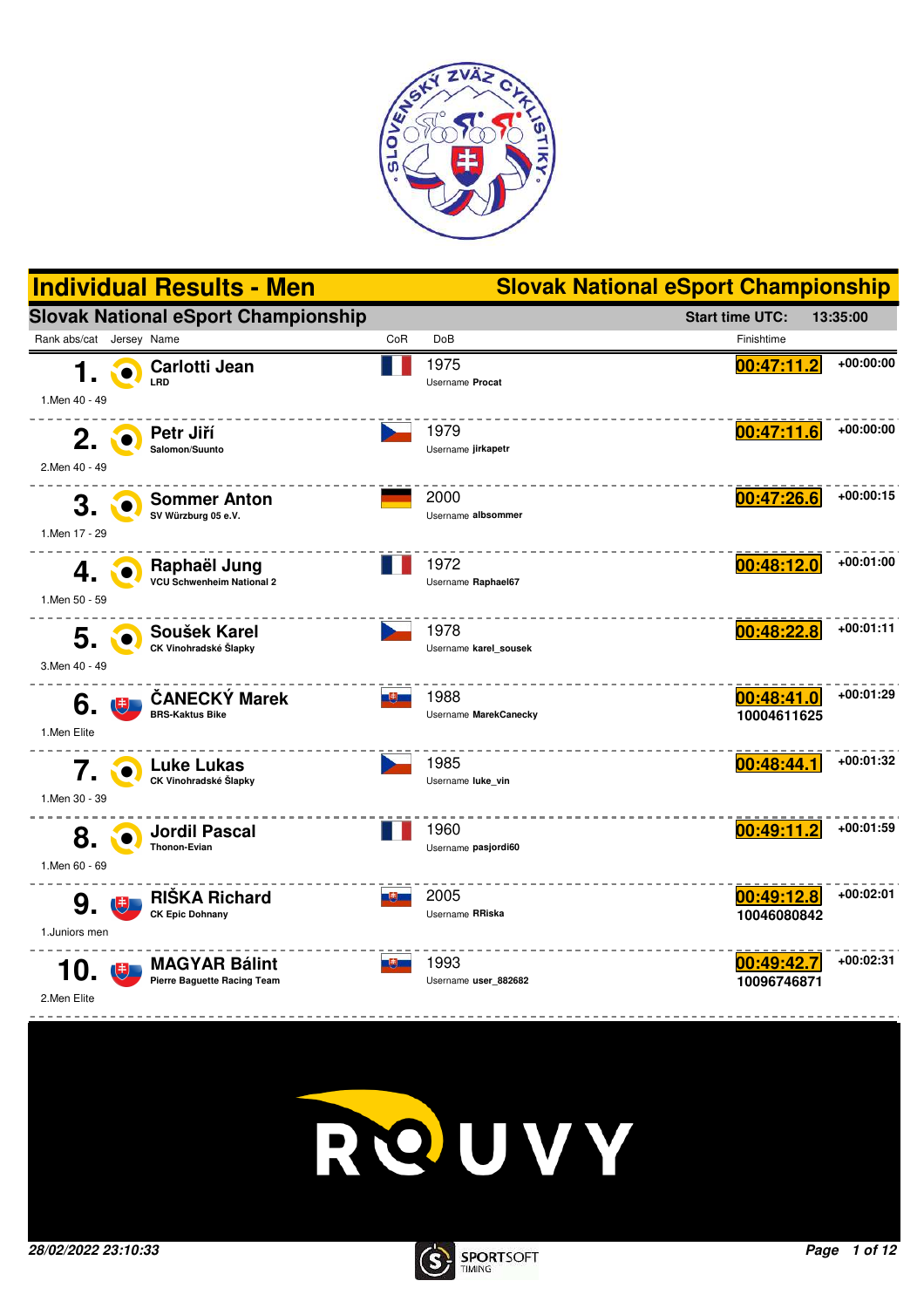# Individual Results - Men

## Slovak National eSport Championship

**Slovak National eSport Championship**

**Start time UTC: 13:35:00**

| Rank abs/cat | Jersey | Name | CoR | DoB | Finishtime | |
|---|---|---|---|---|---|---|
| 1. (1.Men 40 - 49) | | **Carlotti Jean** LRD | | 1975 Username **Procat** | **00:47:11.2** | +00:00:00 |
| 2. (2.Men 40 - 49) | | **Petr Jiří** Salomon/Suunto | | 1979 Username **jirkapetr** | **00:47:11.6** | +00:00:00 |
| 3. (1.Men 17 - 29) | | **Sommer Anton** SV Würzburg 05 e.V. | | 2000 Username **albsommer** | **00:47:26.6** | +00:00:15 |
| 4. (1.Men 50 - 59) | | **Raphaël Jung** VCU Schwenheim National 2 | | 1972 Username **Raphael67** | **00:48:12.0** | +00:01:00 |
| 5. (3.Men 40 - 49) | | **Soušek Karel** CK Vinohradské Šlapky | | 1978 Username **karel_sousek** | **00:48:22.8** | +00:01:11 |
| 6. (1.Men Elite) | | **ČANECKÝ Marek** BRS-Kaktus Bike | | 1988 Username **MarekCanecky** | **00:48:41.0** 10004611625 | +00:01:29 |
| 7. (1.Men 30 - 39) | | **Luke Lukas** CK Vinohradské Šlapky | | 1985 Username **luke_vin** | **00:48:44.1** | +00:01:32 |
| 8. (1.Men 60 - 69) | | **Jordil Pascal** Thonon-Evian | | 1960 Username **pasjordi60** | **00:49:11.2** | +00:01:59 |
| 9. (1.Juniors men) | | **RIŠKA Richard** CK Epic Dohnany | | 2005 Username **RRiska** | **00:49:12.8** 10046080842 | +00:02:01 |
| 10. (2.Men Elite) | | **MAGYAR Bálint** Pierre Baguette Racing Team | | 1993 Username **user_882682** | **00:49:42.7** 10096746871 | +00:02:31 |

*28/02/2022 23:10:33*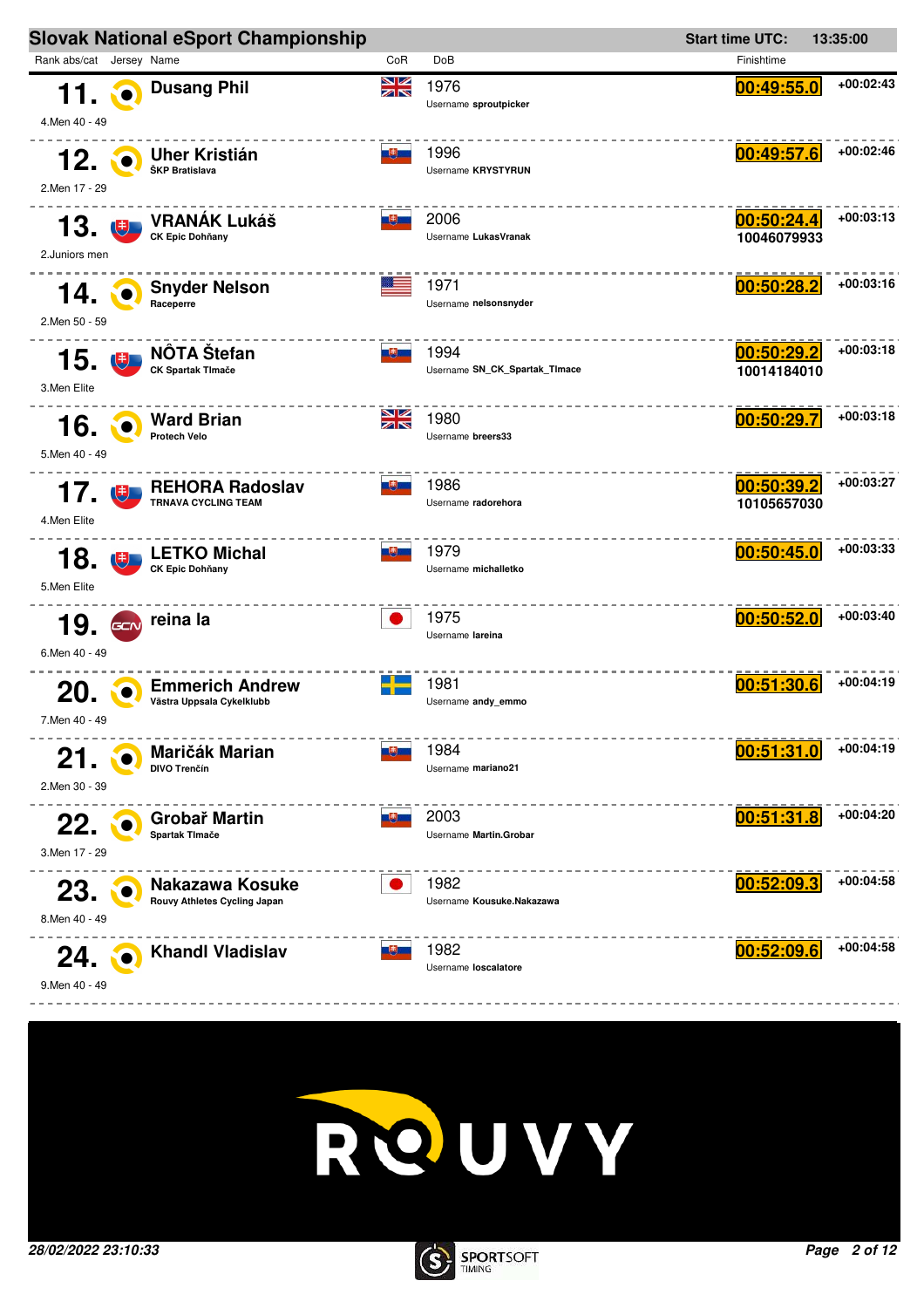## Slovak National eSport Championship

Start time UTC: 13:35:00

| Rank abs/cat | Jersey | Name | CoR | DoB | Finishtime | |
|---|---|---|---|---|---|---|
| 11. 4.Men 40 - 49 | | **Dusang Phil** | GBR | 1976 Username **sproutpicker** | 00:49:55.0 | +00:02:43 |
| 12. 2.Men 17 - 29 | | **Uher Kristián** ŠKP Bratislava | SVK | 1996 Username **KRYSTYRUN** | 00:49:57.6 | +00:02:46 |
| 13. 2.Juniors men | | **VRANÁK Lukáš** CK Epic Dohňany | SVK | 2006 Username **LukasVranak** | 00:50:24.4 10046079933 | +00:03:13 |
| 14. 2.Men 50 - 59 | | **Snyder Nelson** Raceperre | USA | 1971 Username **nelsonsnyder** | 00:50:28.2 | +00:03:16 |
| 15. 3.Men Elite | | **NÔTA Štefan** CK Spartak Tlmače | SVK | 1994 Username **SN_CK_Spartak_Tlmace** | 00:50:29.2 10014184010 | +00:03:18 |
| 16. 5.Men 40 - 49 | | **Ward Brian** Protech Velo | GBR | 1980 Username **breers33** | 00:50:29.7 | +00:03:18 |
| 17. 4.Men Elite | | **REHORA Radoslav** TRNAVA CYCLING TEAM | SVK | 1986 Username **radorehora** | 00:50:39.2 10105657030 | +00:03:27 |
| 18. 5.Men Elite | | **LETKO Michal** CK Epic Dohňany | SVK | 1979 Username **michalletko** | 00:50:45.0 | +00:03:33 |
| 19. 6.Men 40 - 49 | | **reina la** | JPN | 1975 Username **lareina** | 00:50:52.0 | +00:03:40 |
| 20. 7.Men 40 - 49 | | **Emmerich Andrew** Västra Uppsala Cykelklubb | SWE | 1981 Username **andy_emmo** | 00:51:30.6 | +00:04:19 |
| 21. 2.Men 30 - 39 | | **Maričák Marian** DIVO Trenčín | SVK | 1984 Username **mariano21** | 00:51:31.0 | +00:04:19 |
| 22. 3.Men 17 - 29 | | **Grobař Martin** Spartak Tlmače | SVK | 2003 Username **Martin.Grobar** | 00:51:31.8 | +00:04:20 |
| 23. 8.Men 40 - 49 | | **Nakazawa Kosuke** Rouvy Athletes Cycling Japan | JPN | 1982 Username **Kousuke.Nakazawa** | 00:52:09.3 | +00:04:58 |
| 24. 9.Men 40 - 49 | | **Khandl Vladislav** | SVK | 1982 Username **loscalatore** | 00:52:09.6 | +00:04:58 |

ROUVY

*28/02/2022 23:10:33*

SPORTSOFT TIMING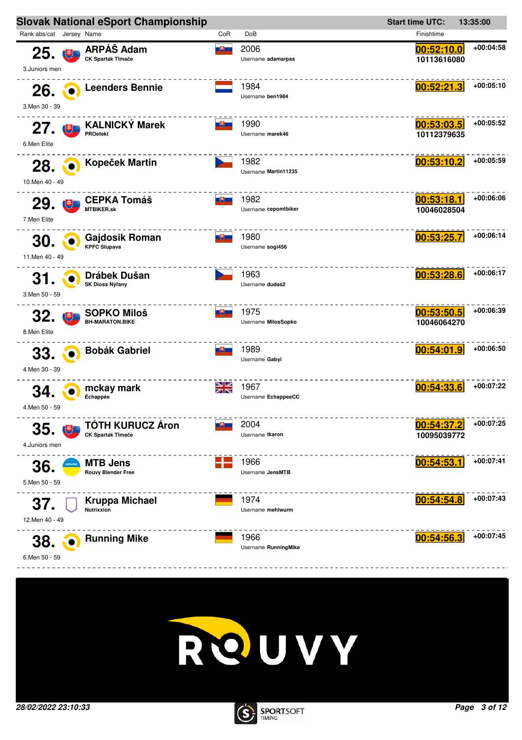## Slovak National eSport Championship

Start time UTC: 13:35:00

| Rank abs/cat | Jersey | Name | CoR | DoB | Finishtime | |
|---|---|---|---|---|---|---|
| 25. 3.Juniors men | | ARPÁŠ Adam CK Spartak Tlmače | | 2006 Username adamarpas | 00:52:10.0 10113616080 | +00:04:58 |
| 26. 3.Men 30 - 39 | | Leenders Bennie | | 1984 Username ben1984 | 00:52:21.3 | +00:05:10 |
| 27. 6.Men Elite | | KALNICKÝ Marek PROefekt | | 1990 Username marek46 | 00:53:03.5 10112379635 | +00:05:52 |
| 28. 10.Men 40 - 49 | | Kopeček Martin | | 1982 Username Martin11235 | 00:53:10.2 | +00:05:59 |
| 29. 7.Men Elite | | CEPKA Tomáš MTBIKER.sk | | 1982 Username cepomtbiker | 00:53:18.1 10046028504 | +00:06:06 |
| 30. 11.Men 40 - 49 | | Gajdosik Roman KPFC Stupava | | 1980 Username sogi456 | 00:53:25.7 | +00:06:14 |
| 31. 3.Men 50 - 59 | | Drábek Dušan SK Dioss Nýřany | | 1963 Username dudas2 | 00:53:28.6 | +00:06:17 |
| 32. 8.Men Elite | | SOPKO Miloš BH-MARATON.BIKE | | 1975 Username MilosSopko | 00:53:50.5 10046064270 | +00:06:39 |
| 33. 4.Men 30 - 39 | | Bobák Gabriel | | 1989 Username Gabyi | 00:54:01.9 | +00:06:50 |
| 34. 4.Men 50 - 59 | | mckay mark Échappée | | 1967 Username EchappeeCC | 00:54:33.6 | +00:07:22 |
| 35. 4.Juniors men | | TÓTH KURUCZ Áron CK Spartak Tlmače | | 2004 Username tkaron | 00:54:37.2 10095039772 | +00:07:25 |
| 36. 5.Men 50 - 59 | UKRAINE | MTB Jens Rouvy Blender Free | | 1966 Username JensMTB | 00:54:53.1 | +00:07:41 |
| 37. 12.Men 40 - 49 | | Kruppa Michael Nutrixxion | | 1974 Username mehlwurm | 00:54:54.8 | +00:07:43 |
| 38. 6.Men 50 - 59 | | Running Mike | | 1966 Username RunningMike | 00:54:56.3 | +00:07:45 |

ROUVY

*28/02/2022 23:10:33*

SPORTSOFT TIMING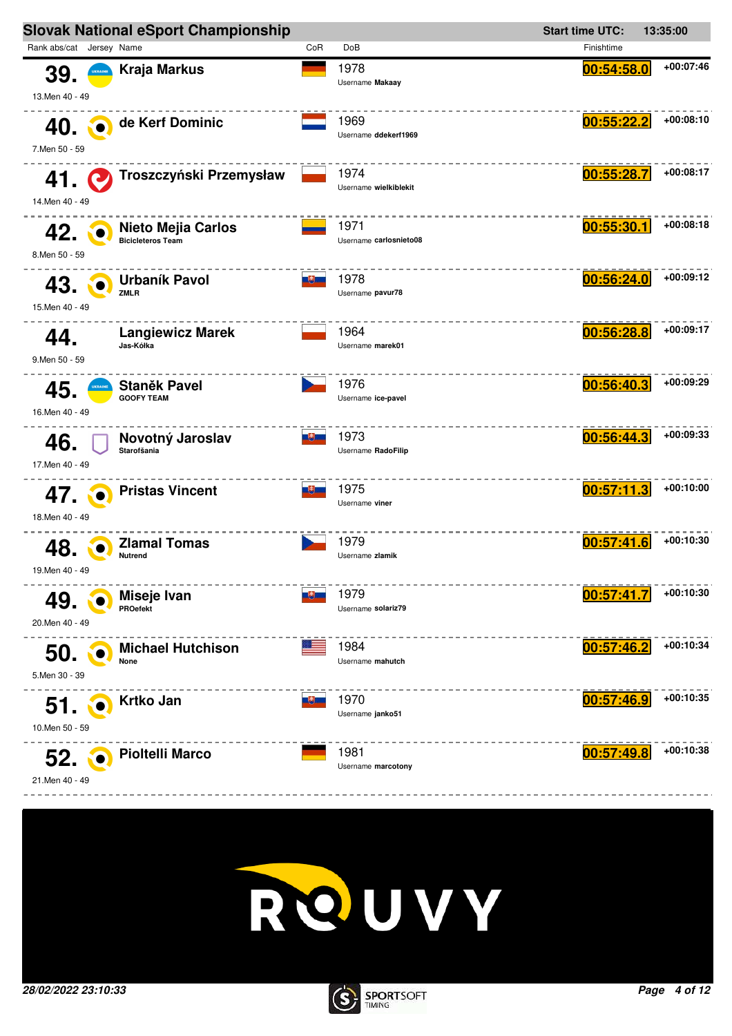# Slovak National eSport Championship

**Start time UTC:** 13:35:00

| Rank abs/cat | Jersey | Name | CoR | DoB | Finishtime | |
|---|---|---|---|---|---|---|
| **39.** 13.Men 40 - 49 | | **Kraja Markus** | | 1978 Username **Makaay** | 00:54:58.0 | +00:07:46 |
| **40.** 7.Men 50 - 59 | | **de Kerf Dominic** | | 1969 Username **ddekerf1969** | 00:55:22.2 | +00:08:10 |
| **41.** 14.Men 40 - 49 | | **Troszczyński Przemysław** | | 1974 Username **wielkiblekit** | 00:55:28.7 | +00:08:17 |
| **42.** 8.Men 50 - 59 | | **Nieto Mejia Carlos** Bicicleteros Team | | 1971 Username **carlosnieto08** | 00:55:30.1 | +00:08:18 |
| **43.** 15.Men 40 - 49 | | **Urbaník Pavol** ZMLR | | 1978 Username **pavur78** | 00:56:24.0 | +00:09:12 |
| **44.** 9.Men 50 - 59 | | **Langiewicz Marek** Jas-Kółka | | 1964 Username **marek01** | 00:56:28.8 | +00:09:17 |
| **45.** 16.Men 40 - 49 | | **Staněk Pavel** GOOFY TEAM | | 1976 Username **ice-pavel** | 00:56:40.3 | +00:09:29 |
| **46.** 17.Men 40 - 49 | | **Novotný Jaroslav** Starofšania | | 1973 Username **RadoFilip** | 00:56:44.3 | +00:09:33 |
| **47.** 18.Men 40 - 49 | | **Pristas Vincent** | | 1975 Username **viner** | 00:57:11.3 | +00:10:00 |
| **48.** 19.Men 40 - 49 | | **Zlamal Tomas** Nutrend | | 1979 Username **zlamik** | 00:57:41.6 | +00:10:30 |
| **49.** 20.Men 40 - 49 | | **Miseje Ivan** PROefekt | | 1979 Username **solariz79** | 00:57:41.7 | +00:10:30 |
| **50.** 5.Men 30 - 39 | | **Michael Hutchison** None | | 1984 Username **mahutch** | 00:57:46.2 | +00:10:34 |
| **51.** 10.Men 50 - 59 | | **Krtko Jan** | | 1970 Username **janko51** | 00:57:46.9 | +00:10:35 |
| **52.** 21.Men 40 - 49 | | **Pioltelli Marco** | | 1981 Username **marcotony** | 00:57:49.8 | +00:10:38 |

*28/02/2022 23:10:33*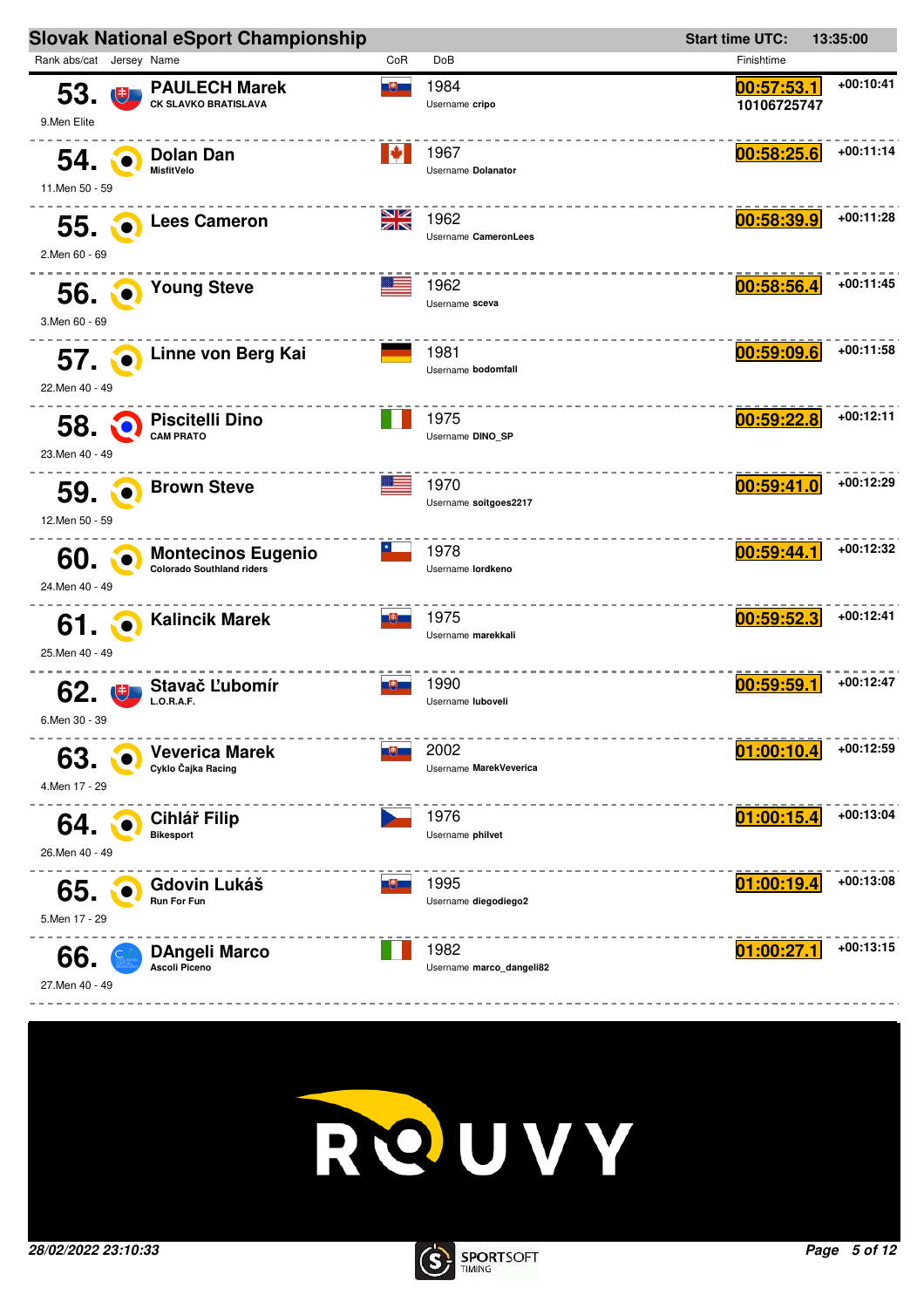## Slovak National eSport Championship

Start time UTC: 13:35:00

| Rank abs/cat | Jersey | Name | CoR | DoB | Finishtime | |
|---|---|---|---|---|---|---|
| 53. 9.Men Elite | | PAULECH Marek CK SLAVKO BRATISLAVA | | 1984 Username cripo | 00:57:53.1 10106725747 | +00:10:41 |
| 54. 11.Men 50 - 59 | | Dolan Dan MisfitVelo | | 1967 Username Dolanator | 00:58:25.6 | +00:11:14 |
| 55. 2.Men 60 - 69 | | Lees Cameron | | 1962 Username CameronLees | 00:58:39.9 | +00:11:28 |
| 56. 3.Men 60 - 69 | | Young Steve | | 1962 Username sceva | 00:58:56.4 | +00:11:45 |
| 57. 22.Men 40 - 49 | | Linne von Berg Kai | | 1981 Username bodomfall | 00:59:09.6 | +00:11:58 |
| 58. 23.Men 40 - 49 | | Piscitelli Dino CAM PRATO | | 1975 Username DINO_SP | 00:59:22.8 | +00:12:11 |
| 59. 12.Men 50 - 59 | | Brown Steve | | 1970 Username soitgoes2217 | 00:59:41.0 | +00:12:29 |
| 60. 24.Men 40 - 49 | | Montecinos Eugenio Colorado Southland riders | | 1978 Username lordkeno | 00:59:44.1 | +00:12:32 |
| 61. 25.Men 40 - 49 | | Kalincik Marek | | 1975 Username marekkali | 00:59:52.3 | +00:12:41 |
| 62. 6.Men 30 - 39 | | Stavač Ľubomír L.O.R.A.F. | | 1990 Username luboveli | 00:59:59.1 | +00:12:47 |
| 63. 4.Men 17 - 29 | | Veverica Marek Cyklo Čajka Racing | | 2002 Username MarekVeverica | 01:00:10.4 | +00:12:59 |
| 64. 26.Men 40 - 49 | | Cihlář Filip Bikesport | | 1976 Username philvet | 01:00:15.4 | +00:13:04 |
| 65. 5.Men 17 - 29 | | Gdovin Lukáš Run For Fun | | 1995 Username diegodiego2 | 01:00:19.4 | +00:13:08 |
| 66. 27.Men 40 - 49 | | DAngeli Marco Ascoli Piceno | | 1982 Username marco_dangeli82 | 01:00:27.1 | +00:13:15 |

ROUVY

*28/02/2022 23:10:33*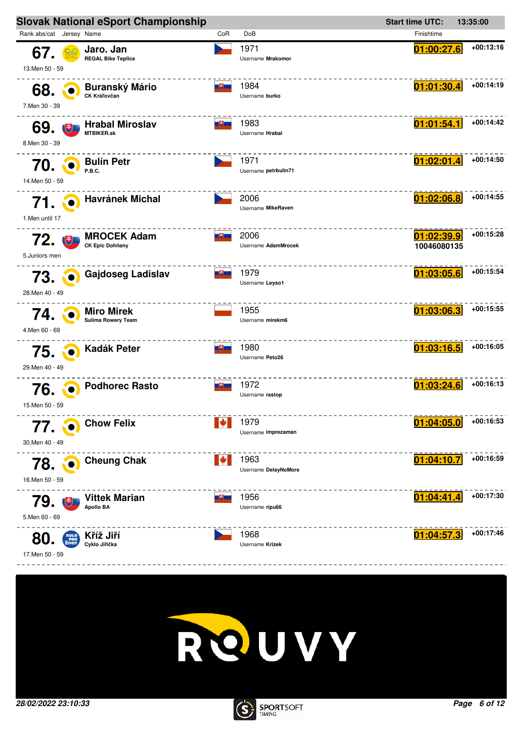## Slovak National eSport Championship

**Start time UTC:** 13:35:00

| Rank abs/cat | Jersey | Name | CoR | DoB | Finishtime | |
|---|---|---|---|---|---|---|
| 67. 13.Men 50 - 59 | | **Jaro. Jan** REGAL Bike Teplice | CZE | 1971 Username **Mrakomor** | 01:00:27.6 | +00:13:16 |
| 68. 7.Men 30 - 39 | | **Buranský Mário** CK Kráľovčan | SVK | 1984 Username **burko** | 01:01:30.4 | +00:14:19 |
| 69. 8.Men 30 - 39 | | **Hrabal Miroslav** MTBIKER.sk | SVK | 1983 Username **Hrabal** | 01:01:54.1 | +00:14:42 |
| 70. 14.Men 50 - 59 | | **Bulín Petr** P.B.C. | CZE | 1971 Username **petrbulin71** | 01:02:01.4 | +00:14:50 |
| 71. 1.Men until 17 | | **Havránek Michal** | CZE | 2006 Username **MikeRaven** | 01:02:06.8 | +00:14:55 |
| 72. 5.Juniors men | | **MROCEK Adam** CK Epic Dohňany | SVK | 2006 Username **AdamMrocek** | 01:02:39.9 10046080135 | +00:15:28 |
| 73. 28.Men 40 - 49 | | **Gajdoseg Ladislav** | SVK | 1979 Username **Leyso1** | 01:03:05.6 | +00:15:54 |
| 74. 4.Men 60 - 69 | | **Miro Mirek** Sulima Rowery Team | POL | 1955 Username **mirekm6** | 01:03:06.3 | +00:15:55 |
| 75. 29.Men 40 - 49 | | **Kadák Peter** | SVK | 1980 Username **Peto26** | 01:03:16.5 | +00:16:05 |
| 76. 15.Men 50 - 59 | | **Podhorec Rasto** | SVK | 1972 Username **rastop** | 01:03:24.6 | +00:16:13 |
| 77. 30.Men 40 - 49 | | **Chow Felix** | CAN | 1979 Username **imprezaman** | 01:04:05.0 | +00:16:53 |
| 78. 16.Men 50 - 59 | | **Cheung Chak** | CAN | 1963 Username **DelayNoMore** | 01:04:10.7 | +00:16:59 |
| 79. 5.Men 60 - 69 | | **Vittek Marian** Apollo BA | SVK | 1956 Username **ripu66** | 01:04:41.4 | +00:17:30 |
| 80. 17.Men 50 - 59 | | **Kříž Jiří** Cyklo Jiřička | CZE | 1968 Username **Krizek** | 01:04:57.3 | +00:17:46 |

ROUVY

*28/02/2022 23:10:33*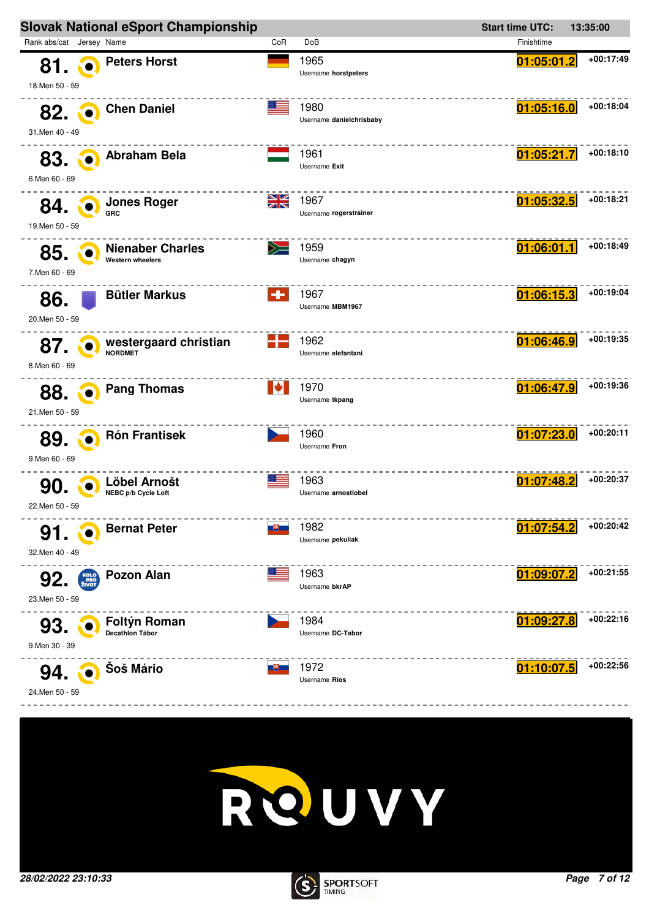## Slovak National eSport Championship

**Start time UTC:** 13:35:00

| Rank abs/cat | Jersey | Name | CoR | DoB | Finishtime | |
|---|---|---|---|---|---|---|
| 81. 18.Men 50 - 59 | | **Peters Horst** | | 1965 Username **horstpeters** | 01:05:01.2 | +00:17:49 |
| 82. 31.Men 40 - 49 | | **Chen Daniel** | | 1980 Username **danielchrisbaby** | 01:05:16.0 | +00:18:04 |
| 83. 6.Men 60 - 69 | | **Abraham Bela** | | 1961 Username **Exit** | 01:05:21.7 | +00:18:10 |
| 84. 19.Men 50 - 59 | | **Jones Roger** GRC | | 1967 Username **rogerstrainer** | 01:05:32.5 | +00:18:21 |
| 85. 7.Men 60 - 69 | | **Nienaber Charles** Western wheelers | | 1959 Username **chagyn** | 01:06:01.1 | +00:18:49 |
| 86. 20.Men 50 - 59 | | **Bütler Markus** | | 1967 Username **MBM1967** | 01:06:15.3 | +00:19:04 |
| 87. 8.Men 60 - 69 | | **westergaard christian** NORDMET | | 1962 Username **elefantani** | 01:06:46.9 | +00:19:35 |
| 88. 21.Men 50 - 59 | | **Pang Thomas** | | 1970 Username **tkpang** | 01:06:47.9 | +00:19:36 |
| 89. 9.Men 60 - 69 | | **Rón Frantisek** | | 1960 Username **Fron** | 01:07:23.0 | +00:20:11 |
| 90. 22.Men 50 - 59 | | **Löbel Arnošt** NEBC p/b Cycle Loft | | 1963 Username **arnostlobel** | 01:07:48.2 | +00:20:37 |
| 91. 32.Men 40 - 49 | | **Bernat Peter** | | 1982 Username **pekuliak** | 01:07:54.2 | +00:20:42 |
| 92. 23.Men 50 - 59 | KOLO PRO ŽIVOT | **Pozon Alan** | | 1963 Username **bkrAP** | 01:09:07.2 | +00:21:55 |
| 93. 9.Men 30 - 39 | | **Foltýn Roman** Decathlon Tábor | | 1984 Username **DC-Tabor** | 01:09:27.8 | +00:22:16 |
| 94. 24.Men 50 - 59 | | **Šoš Mário** | | 1972 Username **Rios** | 01:10:07.5 | +00:22:56 |

ROUVY

*28/02/2022 23:10:33*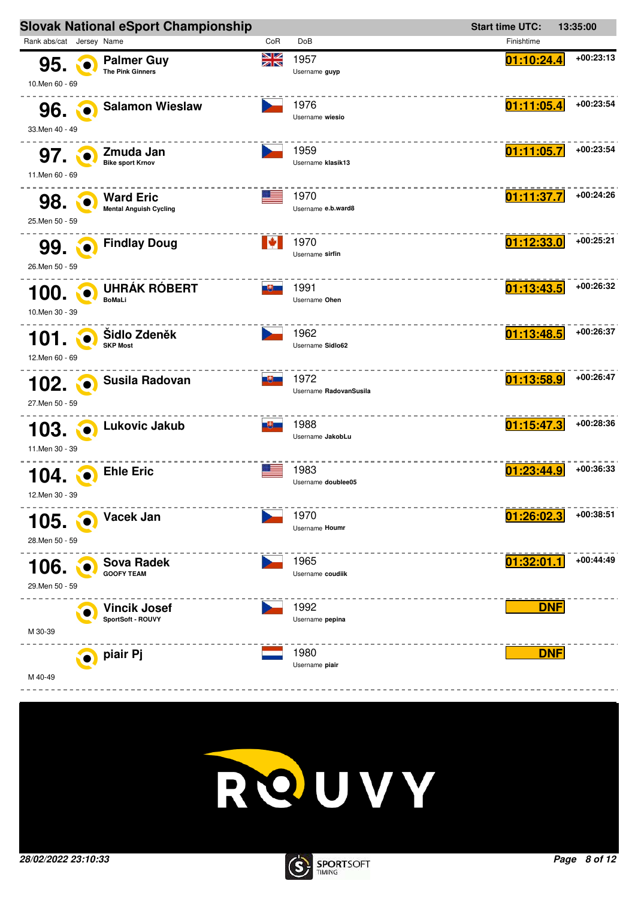# Slovak National eSport Championship

**Start time UTC:** 13:35:00

| Rank abs/cat | Jersey | Name | CoR | DoB | Finishtime | |
|---|---|---|---|---|---|---|
| **95.** 10.Men 60 - 69 | | **Palmer Guy** The Pink Ginners | GBR | 1957 Username **guyp** | **01:10:24.4** | +00:23:13 |
| **96.** 33.Men 40 - 49 | | **Salamon Wieslaw** | CZE | 1976 Username **wiesio** | **01:11:05.4** | +00:23:54 |
| **97.** 11.Men 60 - 69 | | **Zmuda Jan** Bike sport Krnov | CZE | 1959 Username **klasik13** | **01:11:05.7** | +00:23:54 |
| **98.** 25.Men 50 - 59 | | **Ward Eric** Mental Anguish Cycling | USA | 1970 Username **e.b.ward8** | **01:11:37.7** | +00:24:26 |
| **99.** 26.Men 50 - 59 | | **Findlay Doug** | CAN | 1970 Username **sirfin** | **01:12:33.0** | +00:25:21 |
| **100.** 10.Men 30 - 39 | | **UHRÁK RÓBERT** BoMaLi | SVK | 1991 Username **Ohen** | **01:13:43.5** | +00:26:32 |
| **101.** 12.Men 60 - 69 | | **Šidlo Zdeněk** SKP Most | CZE | 1962 Username **Sidlo62** | **01:13:48.5** | +00:26:37 |
| **102.** 27.Men 50 - 59 | | **Susila Radovan** | SVK | 1972 Username **RadovanSusila** | **01:13:58.9** | +00:26:47 |
| **103.** 11.Men 30 - 39 | | **Lukovic Jakub** | SVK | 1988 Username **JakobLu** | **01:15:47.3** | +00:28:36 |
| **104.** 12.Men 30 - 39 | | **Ehle Eric** | USA | 1983 Username **doublee05** | **01:23:44.9** | +00:36:33 |
| **105.** 28.Men 50 - 59 | | **Vacek Jan** | CZE | 1970 Username **Houmr** | **01:26:02.3** | +00:38:51 |
| **106.** 29.Men 50 - 59 | | **Sova Radek** GOOFY TEAM | CZE | 1965 Username **coudiik** | **01:32:01.1** | +00:44:49 |
| M 30-39 | | **Vincik Josef** SportSoft - ROUVY | CZE | 1992 Username **pepina** | **DNF** | |
| M 40-49 | | **piair Pj** | NED | 1980 Username **piair** | **DNF** | |

28/02/2022 23:10:33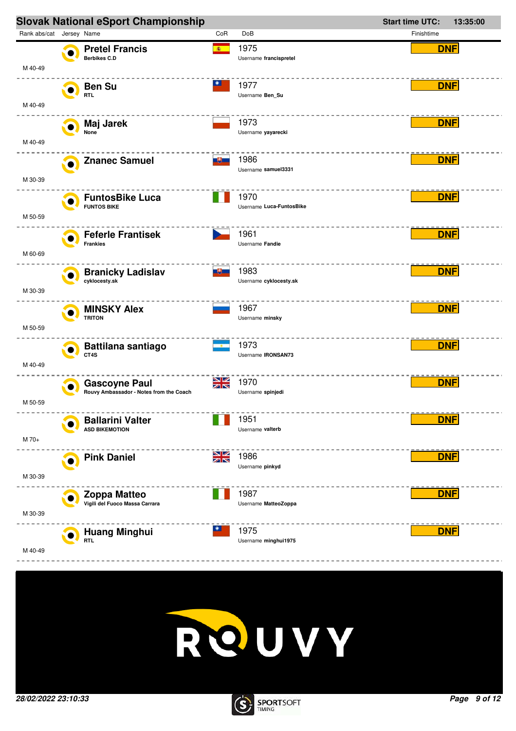## Slovak National eSport Championship

**Start time UTC:** 13:35:00

| Rank abs/cat | Jersey | Name | CoR | DoB | Finishtime |
|---|---|---|---|---|---|
| M 40-49 | | **Pretel Francis**<br>Berbikes C.D | ESP | 1975<br>Username **francispretel** | **DNF** |
| M 40-49 | | **Ben Su**<br>RTL | TWN | 1977<br>Username **Ben_Su** | **DNF** |
| M 40-49 | | **Maj Jarek**<br>None | POL | 1973<br>Username **yayarecki** | **DNF** |
| M 30-39 | | **Znanec Samuel** | SVK | 1986<br>Username **samuel3331** | **DNF** |
| M 50-59 | | **FuntosBike Luca**<br>FUNTOS BIKE | ITA | 1970<br>Username **Luca-FuntosBike** | **DNF** |
| M 60-69 | | **Feferle Frantisek**<br>Frankies | CZE | 1961<br>Username **Fandie** | **DNF** |
| M 30-39 | | **Branicky Ladislav**<br>cyklocesty.sk | SVK | 1983<br>Username **cyklocesty.sk** | **DNF** |
| M 50-59 | | **MINSKY Alex**<br>TRITON | RUS | 1967<br>Username **minsky** | **DNF** |
| M 40-49 | | **Battilana santiago**<br>CT4S | ARG | 1973<br>Username **IRONSAN73** | **DNF** |
| M 50-59 | | **Gascoyne Paul**<br>Rouvy Ambassador - Notes from the Coach | GBR | 1970<br>Username **spinjedi** | **DNF** |
| M 70+ | | **Ballarini Valter**<br>ASD BIKEMOTION | ITA | 1951<br>Username **valterb** | **DNF** |
| M 30-39 | | **Pink Daniel** | GBR | 1986<br>Username **pinkyd** | **DNF** |
| M 30-39 | | **Zoppa Matteo**<br>Vigili del Fuoco Massa Carrara | ITA | 1987<br>Username **MatteoZoppa** | **DNF** |
| M 40-49 | | **Huang Minghui**<br>RTL | TWN | 1975<br>Username **minghui1975** | **DNF** |

ROUVY

*28/02/2022 23:10:33*

SPORTSOFT TIMING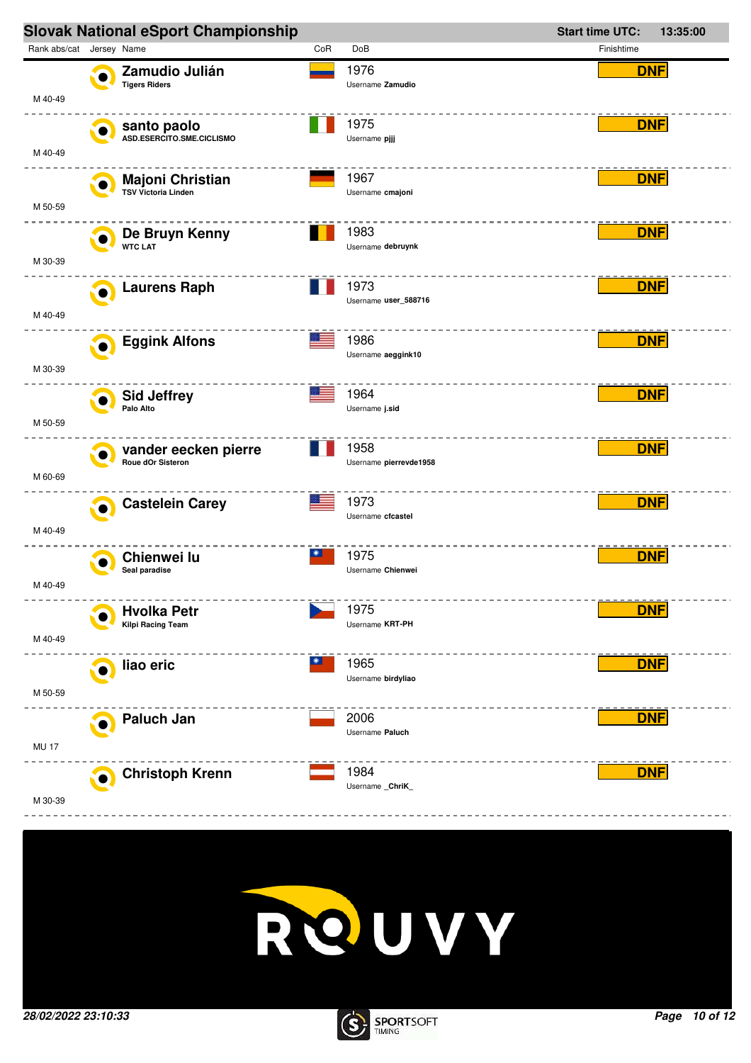## Slovak National eSport Championship

**Start time UTC:** 13:35:00

| Rank abs/cat | Jersey | Name | CoR | DoB | Finishtime |
|---|---|---|---|---|---|
| M 40-49 | | **Zamudio Julián**<br>Tigers Riders | | 1976<br>Username **Zamudio** | DNF |
| M 40-49 | | **santo paolo**<br>ASD.ESERCITO.SME.CICLISMO | | 1975<br>Username **pjjj** | DNF |
| M 50-59 | | **Majoni Christian**<br>TSV Victoria Linden | | 1967<br>Username **cmajoni** | DNF |
| M 30-39 | | **De Bruyn Kenny**<br>WTC LAT | | 1983<br>Username **debruynk** | DNF |
| M 40-49 | | **Laurens Raph** | | 1973<br>Username **user_588716** | DNF |
| M 30-39 | | **Eggink Alfons** | | 1986<br>Username **aeggink10** | DNF |
| M 50-59 | | **Sid Jeffrey**<br>Palo Alto | | 1964<br>Username **j.sid** | DNF |
| M 60-69 | | **vander eecken pierre**<br>Roue dOr Sisteron | | 1958<br>Username **pierrevde1958** | DNF |
| M 40-49 | | **Castelein Carey** | | 1973<br>Username **cfcastel** | DNF |
| M 40-49 | | **Chienwei lu**<br>Seal paradise | | 1975<br>Username **Chienwei** | DNF |
| M 40-49 | | **Hvolka Petr**<br>Kilpi Racing Team | | 1975<br>Username **KRT-PH** | DNF |
| M 50-59 | | **liao eric** | | 1965<br>Username **birdyliao** | DNF |
| MU 17 | | **Paluch Jan** | | 2006<br>Username **Paluch** | DNF |
| M 30-39 | | **Christoph Krenn** | | 1984<br>Username **_ChriK_** | DNF |

ROUVY

*28/02/2022 23:10:33*

SPORTSOFT TIMING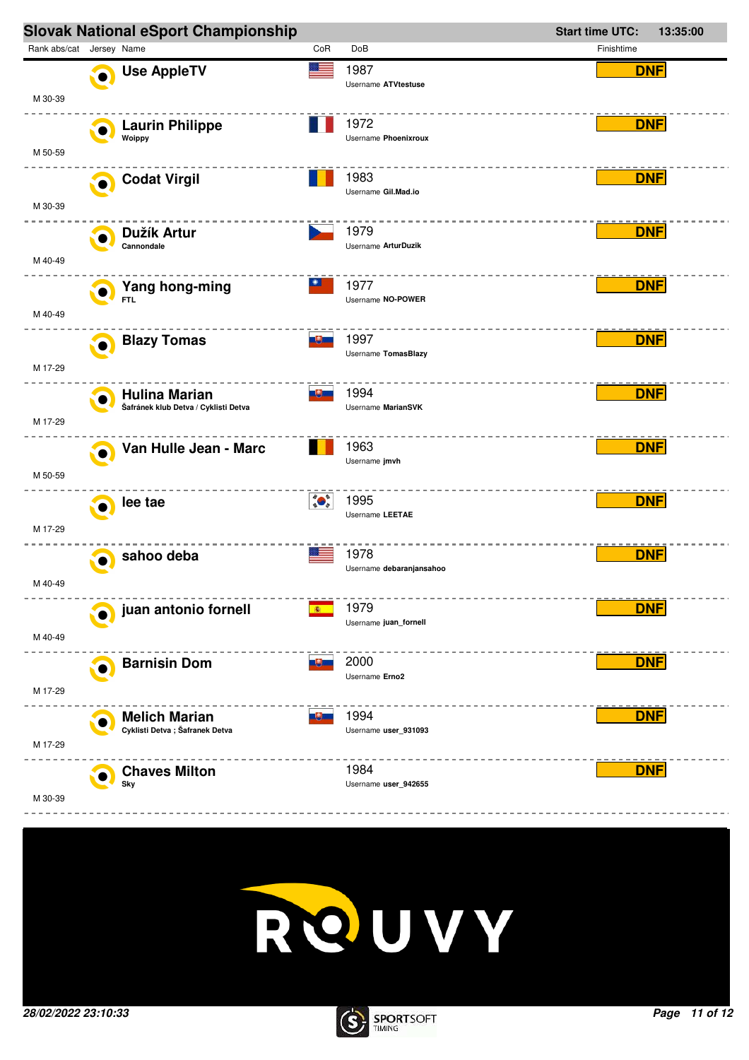# Slovak National eSport Championship

Start time UTC: 13:35:00

| Rank abs/cat | Jersey | Name | CoR | DoB | Finishtime |
|---|---|---|---|---|---|
| M 30-39 | | **Use AppleTV** | | 1987<br>Username **ATVtestuse** | DNF |
| M 50-59 | | **Laurin Philippe**<br>Woippy | | 1972<br>Username **Phoenixroux** | DNF |
| M 30-39 | | **Codat Virgil** | | 1983<br>Username **Gil.Mad.io** | DNF |
| M 40-49 | | **Dužík Artur**<br>Cannondale | | 1979<br>Username **ArturDuzik** | DNF |
| M 40-49 | | **Yang hong-ming**<br>FTL | | 1977<br>Username **NO-POWER** | DNF |
| M 17-29 | | **Blazy Tomas** | | 1997<br>Username **TomasBlazy** | DNF |
| M 17-29 | | **Hulina Marian**<br>Šafránek klub Detva / Cyklisti Detva | | 1994<br>Username **MarianSVK** | DNF |
| M 50-59 | | **Van Hulle Jean - Marc** | | 1963<br>Username **jmvh** | DNF |
| M 17-29 | | **lee tae** | | 1995<br>Username **LEETAE** | DNF |
| M 40-49 | | **sahoo deba** | | 1978<br>Username **debaranjansahoo** | DNF |
| M 40-49 | | **juan antonio fornell** | | 1979<br>Username **juan_fornell** | DNF |
| M 17-29 | | **Barnisin Dom** | | 2000<br>Username **Erno2** | DNF |
| M 17-29 | | **Melich Marian**<br>Cyklisti Detva ; Šafranek Detva | | 1994<br>Username **user_931093** | DNF |
| M 30-39 | | **Chaves Milton**<br>Sky | | 1984<br>Username **user_942655** | DNF |

ROUVY

*28/02/2022 23:10:33*

SPORTSOFT TIMING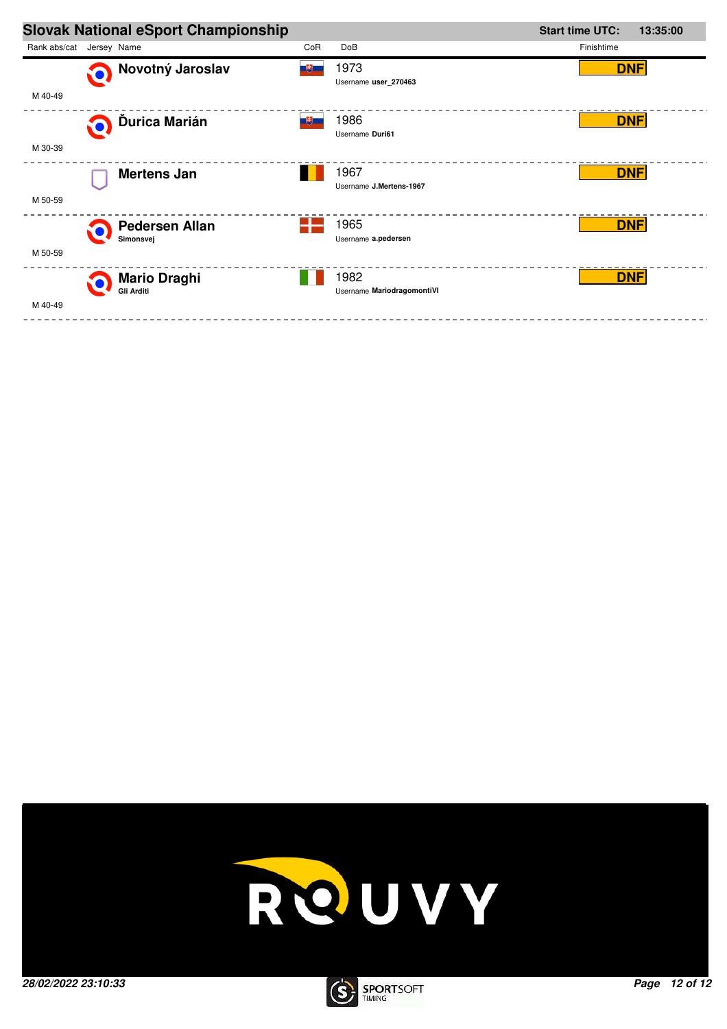## Slovak National eSport Championship

**Start time UTC:** 13:35:00

| Rank abs/cat | Jersey | Name | CoR | DoB | Finishtime |
|---|---|---|---|---|---|
| M 40-49 | | **Novotný Jaroslav** | | 1973 Username **user_270463** | **DNF** |
| M 30-39 | | **Ďurica Marián** | | 1986 Username **Duri61** | **DNF** |
| M 50-59 | | **Mertens Jan** | | 1967 Username **J.Mertens-1967** | **DNF** |
| M 50-59 | | **Pedersen Allan** Simonsvej | | 1965 Username **a.pedersen** | **DNF** |
| M 40-49 | | **Mario Draghi** Gli Arditi | | 1982 Username **MariodragomontiVI** | **DNF** |

ROUVY

*28/02/2022 23:10:33*

SPORTSOFT TIMING